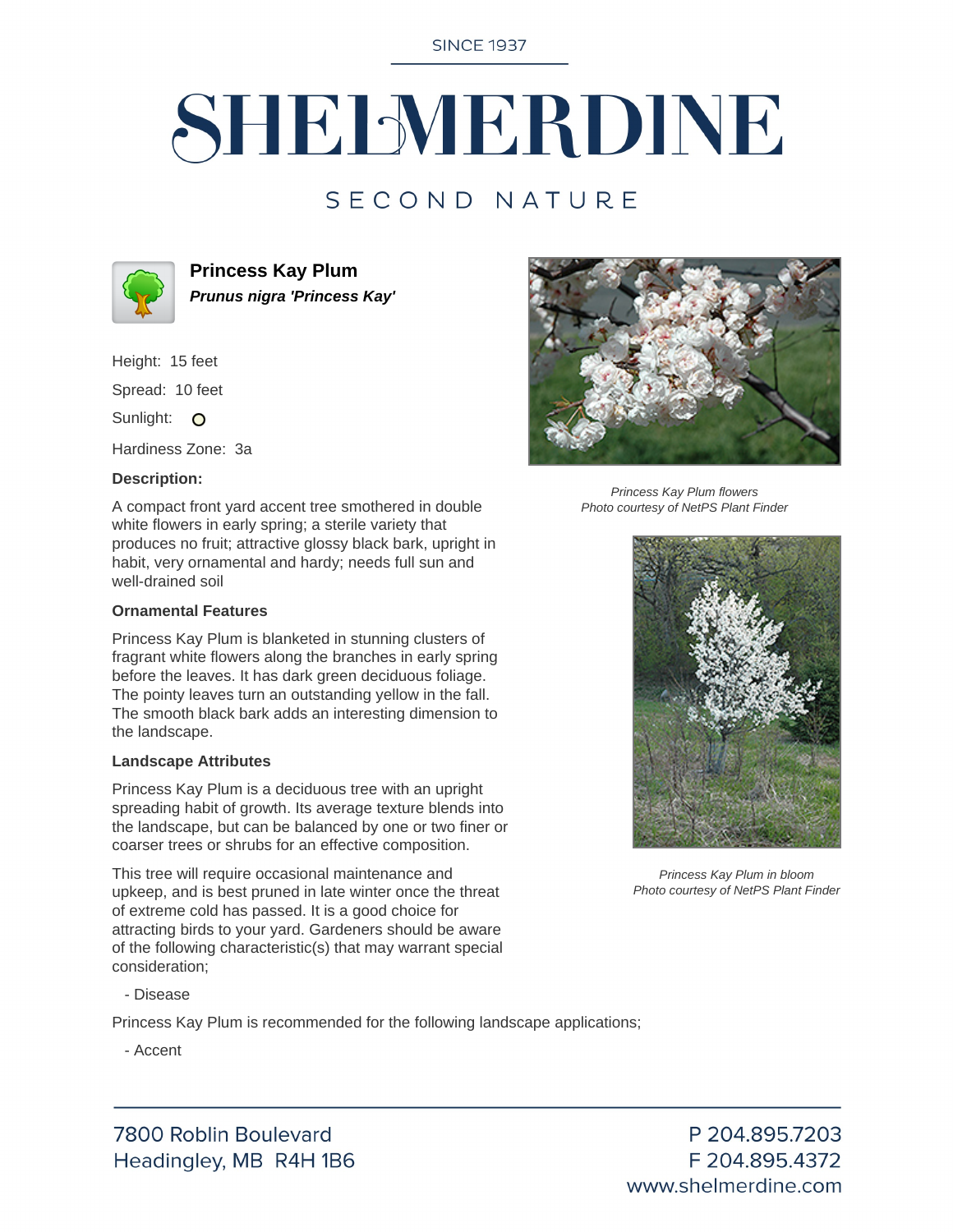SINCE 1937

# SHELMERDINE

SECOND NATURE

## Princess Kay Plum

***Prunus nigra 'Princess Kay'***

Height: 15 feet

Spread: 10 feet

Sunlight: O

Hardiness Zone: 3a

**Description:**

A compact front yard accent tree smothered in double white flowers in early spring; a sterile variety that produces no fruit; attractive glossy black bark, upright in habit, very ornamental and hardy; needs full sun and well-drained soil

*Princess Kay Plum flowers*
*Photo courtesy of NetPS Plant Finder*

**Ornamental Features**

Princess Kay Plum is blanketed in stunning clusters of fragrant white flowers along the branches in early spring before the leaves. It has dark green deciduous foliage. The pointy leaves turn an outstanding yellow in the fall. The smooth black bark adds an interesting dimension to the landscape.

*Princess Kay Plum in bloom*
*Photo courtesy of NetPS Plant Finder*

**Landscape Attributes**

Princess Kay Plum is a deciduous tree with an upright spreading habit of growth. Its average texture blends into the landscape, but can be balanced by one or two finer or coarser trees or shrubs for an effective composition.

This tree will require occasional maintenance and upkeep, and is best pruned in late winter once the threat of extreme cold has passed. It is a good choice for attracting birds to your yard. Gardeners should be aware of the following characteristic(s) that may warrant special consideration;

- Disease

Princess Kay Plum is recommended for the following landscape applications;

- Accent

7800 Roblin Boulevard
Headingley, MB R4H 1B6

P 204.895.7203
F 204.895.4372
www.shelmerdine.com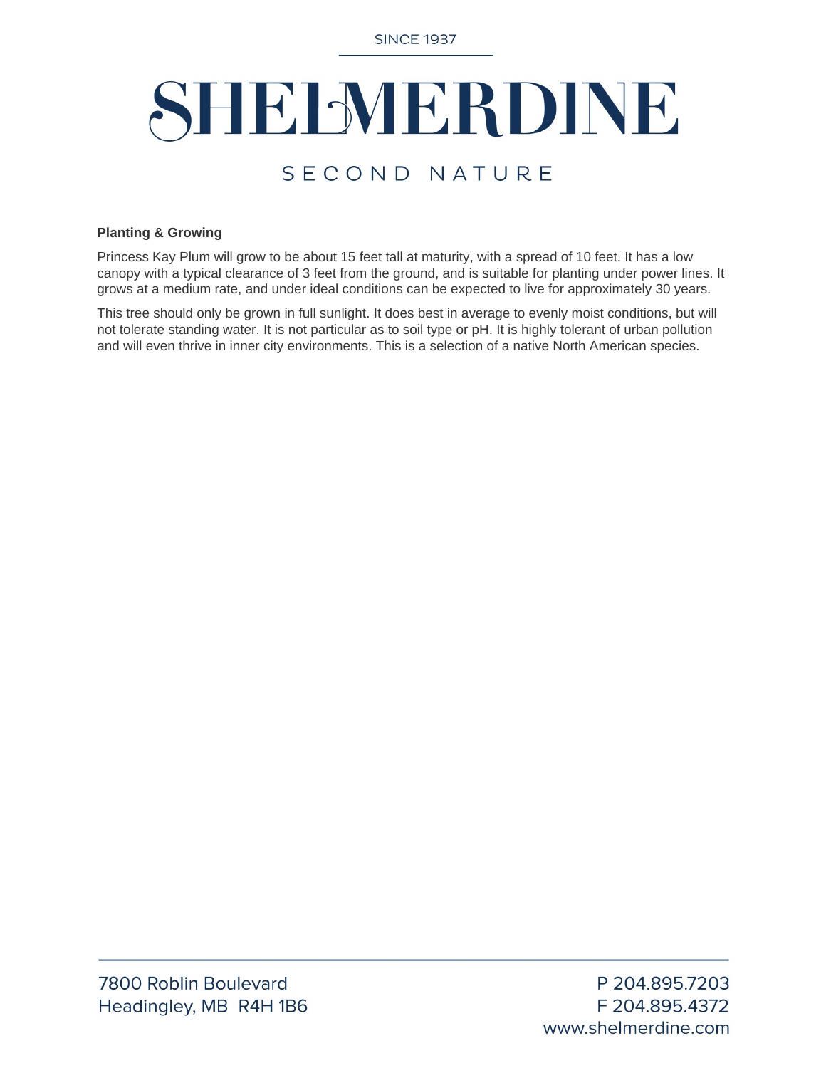**Planting & Growing**

Princess Kay Plum will grow to be about 15 feet tall at maturity, with a spread of 10 feet. It has a low canopy with a typical clearance of 3 feet from the ground, and is suitable for planting under power lines. It grows at a medium rate, and under ideal conditions can be expected to live for approximately 30 years.

This tree should only be grown in full sunlight. It does best in average to evenly moist conditions, but will not tolerate standing water. It is not particular as to soil type or pH. It is highly tolerant of urban pollution and will even thrive in inner city environments. This is a selection of a native North American species.